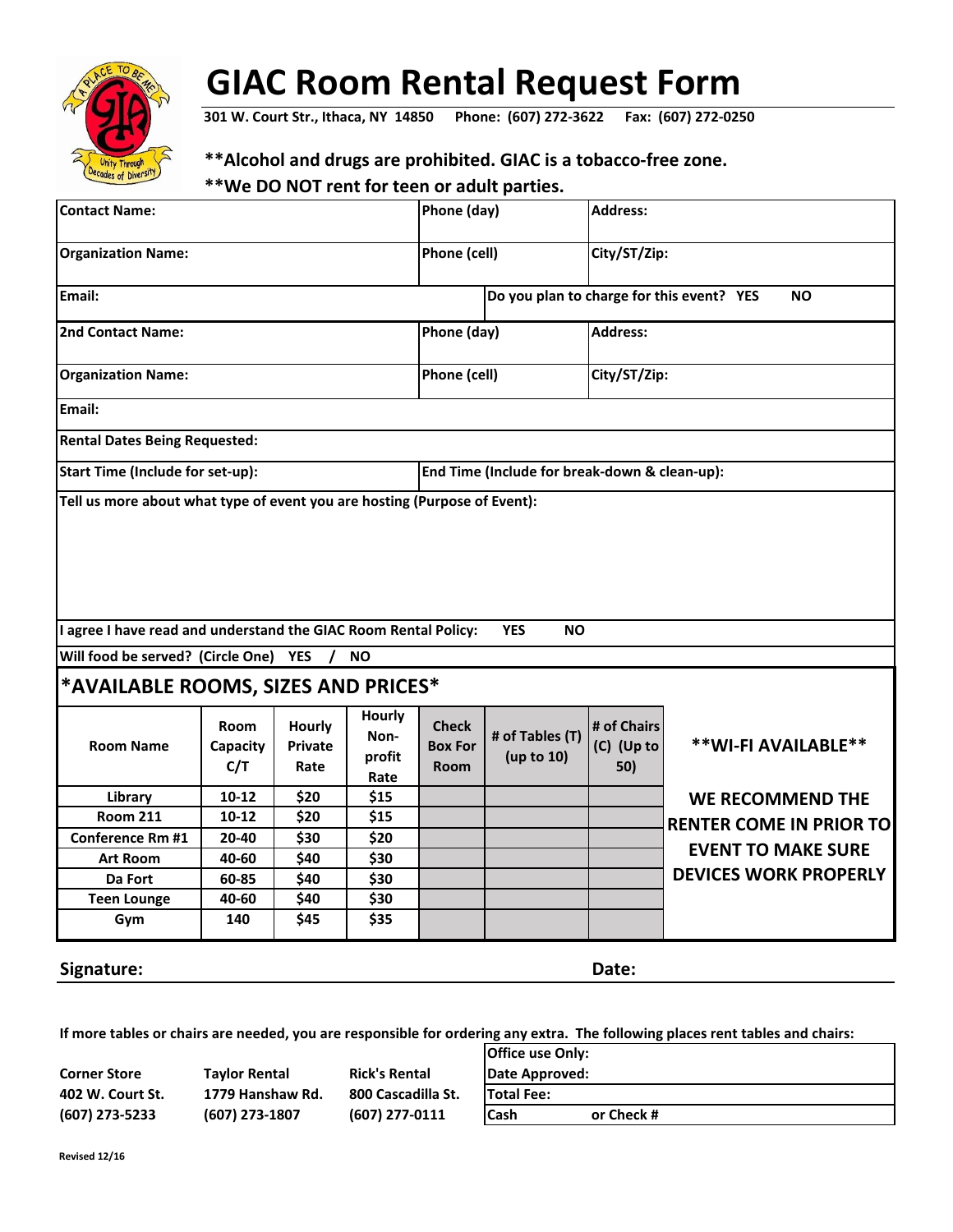# GIAC Room Rental Request Form

**301 W. Court Str., Ithaca, NY 14850 Phone: (607) 272-3622 Fax: (607) 272-0250**

**\*\*Alcohol and drugs are prohibited. GIAC is a tobacco-free zone.**

**\*\*We DO NOT rent for teen or adult parties.**

| | | |
|---|---|---|
| **Contact Name:** | **Phone (day)** | **Address:** |
| **Organization Name:** | **Phone (cell)** | **City/ST/Zip:** |
| **Email:** | **Do you plan to charge for this event? YES NO** | |
| **2nd Contact Name:** | **Phone (day)** | **Address:** |
| **Organization Name:** | **Phone (cell)** | **City/ST/Zip:** |
| **Email:** | | |
| **Rental Dates Being Requested:** | | |
| **Start Time (Include for set-up):** | **End Time (Include for break-down & clean-up):** | |
| **Tell us more about what type of event you are hosting (Purpose of Event):** | | |
| **I agree I have read and understand the GIAC Room Rental Policy: YES NO** | | |
| **Will food be served? (Circle One) YES / NO** | | |

## *AVAILABLE ROOMS, SIZES AND PRICES*

| Room Name | Room Capacity C/T | Hourly Private Rate | Hourly Non-profit Rate | Check Box For Room | # of Tables (T) (up to 10) | # of Chairs (C) (Up to 50) |
|---|---|---|---|---|---|---|
| Library | 10-12 | $20 | $15 | | | |
| Room 211 | 10-12 | $20 | $15 | | | |
| Conference Rm #1 | 20-40 | $30 | $20 | | | |
| Art Room | 40-60 | $40 | $30 | | | |
| Da Fort | 60-85 | $40 | $30 | | | |
| Teen Lounge | 40-60 | $40 | $30 | | | |
| Gym | 140 | $45 | $35 | | | |

**\*\*WI-FI AVAILABLE\*\***

**WE RECOMMEND THE RENTER COME IN PRIOR TO EVENT TO MAKE SURE DEVICES WORK PROPERLY**

**Signature:** **Date:**

**If more tables or chairs are needed, you are responsible for ordering any extra. The following places rent tables and chairs:**

| Corner Store | Taylor Rental | Rick's Rental |
|---|---|---|
| 402 W. Court St. | 1779 Hanshaw Rd. | 800 Cascadilla St. |
| (607) 273-5233 | (607) 273-1807 | (607) 277-0111 |

| Office use Only: | |
|---|---|
| Date Approved: | |
| Total Fee: | |
| Cash | or Check # |

Revised 12/16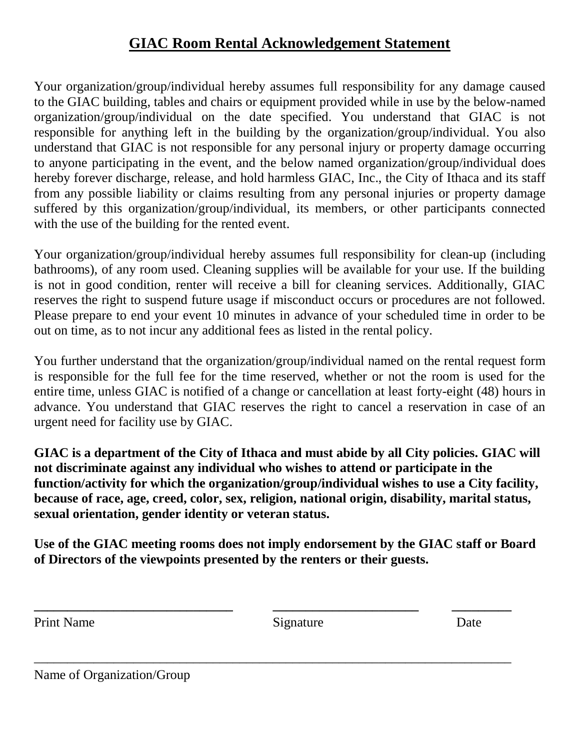# GIAC Room Rental Acknowledgement Statement

Your organization/group/individual hereby assumes full responsibility for any damage caused to the GIAC building, tables and chairs or equipment provided while in use by the below-named organization/group/individual on the date specified. You understand that GIAC is not responsible for anything left in the building by the organization/group/individual. You also understand that GIAC is not responsible for any personal injury or property damage occurring to anyone participating in the event, and the below named organization/group/individual does hereby forever discharge, release, and hold harmless GIAC, Inc., the City of Ithaca and its staff from any possible liability or claims resulting from any personal injuries or property damage suffered by this organization/group/individual, its members, or other participants connected with the use of the building for the rented event.

Your organization/group/individual hereby assumes full responsibility for clean-up (including bathrooms), of any room used. Cleaning supplies will be available for your use. If the building is not in good condition, renter will receive a bill for cleaning services. Additionally, GIAC reserves the right to suspend future usage if misconduct occurs or procedures are not followed. Please prepare to end your event 10 minutes in advance of your scheduled time in order to be out on time, as to not incur any additional fees as listed in the rental policy.

You further understand that the organization/group/individual named on the rental request form is responsible for the full fee for the time reserved, whether or not the room is used for the entire time, unless GIAC is notified of a change or cancellation at least forty-eight (48) hours in advance. You understand that GIAC reserves the right to cancel a reservation in case of an urgent need for facility use by GIAC.

**GIAC is a department of the City of Ithaca and must abide by all City policies. GIAC will not discriminate against any individual who wishes to attend or participate in the function/activity for which the organization/group/individual wishes to use a City facility, because of race, age, creed, color, sex, religion, national origin, disability, marital status, sexual orientation, gender identity or veteran status.**

**Use of the GIAC meeting rooms does not imply endorsement by the GIAC staff or Board of Directors of the viewpoints presented by the renters or their guests.**

______________________________ ______________________ _________

Print Name Signature Date

__________________________________________________________________________

Name of Organization/Group